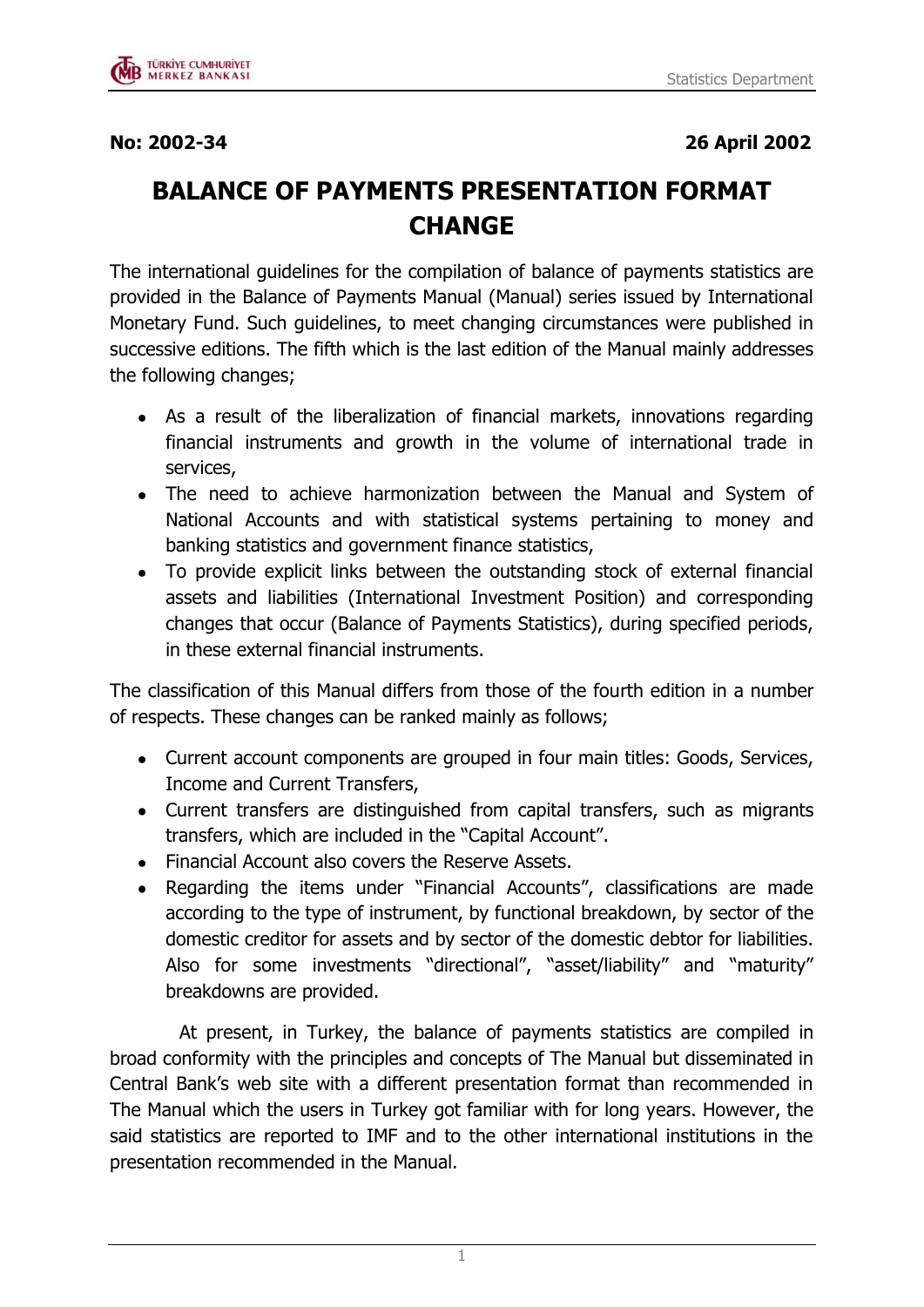**No: 2002-34** **26 April 2002**

# BALANCE OF PAYMENTS PRESENTATION FORMAT CHANGE

The international guidelines for the compilation of balance of payments statistics are provided in the Balance of Payments Manual (Manual) series issued by International Monetary Fund. Such guidelines, to meet changing circumstances were published in successive editions. The fifth which is the last edition of the Manual mainly addresses the following changes;

- As a result of the liberalization of financial markets, innovations regarding financial instruments and growth in the volume of international trade in services,
- The need to achieve harmonization between the Manual and System of National Accounts and with statistical systems pertaining to money and banking statistics and government finance statistics,
- To provide explicit links between the outstanding stock of external financial assets and liabilities (International Investment Position) and corresponding changes that occur (Balance of Payments Statistics), during specified periods, in these external financial instruments.

The classification of this Manual differs from those of the fourth edition in a number of respects. These changes can be ranked mainly as follows;

- Current account components are grouped in four main titles: Goods, Services, Income and Current Transfers,
- Current transfers are distinguished from capital transfers, such as migrants transfers, which are included in the "Capital Account".
- Financial Account also covers the Reserve Assets.
- Regarding the items under "Financial Accounts", classifications are made according to the type of instrument, by functional breakdown, by sector of the domestic creditor for assets and by sector of the domestic debtor for liabilities. Also for some investments "directional", "asset/liability" and "maturity" breakdowns are provided.

At present, in Turkey, the balance of payments statistics are compiled in broad conformity with the principles and concepts of The Manual but disseminated in Central Bank's web site with a different presentation format than recommended in The Manual which the users in Turkey got familiar with for long years. However, the said statistics are reported to IMF and to the other international institutions in the presentation recommended in the Manual.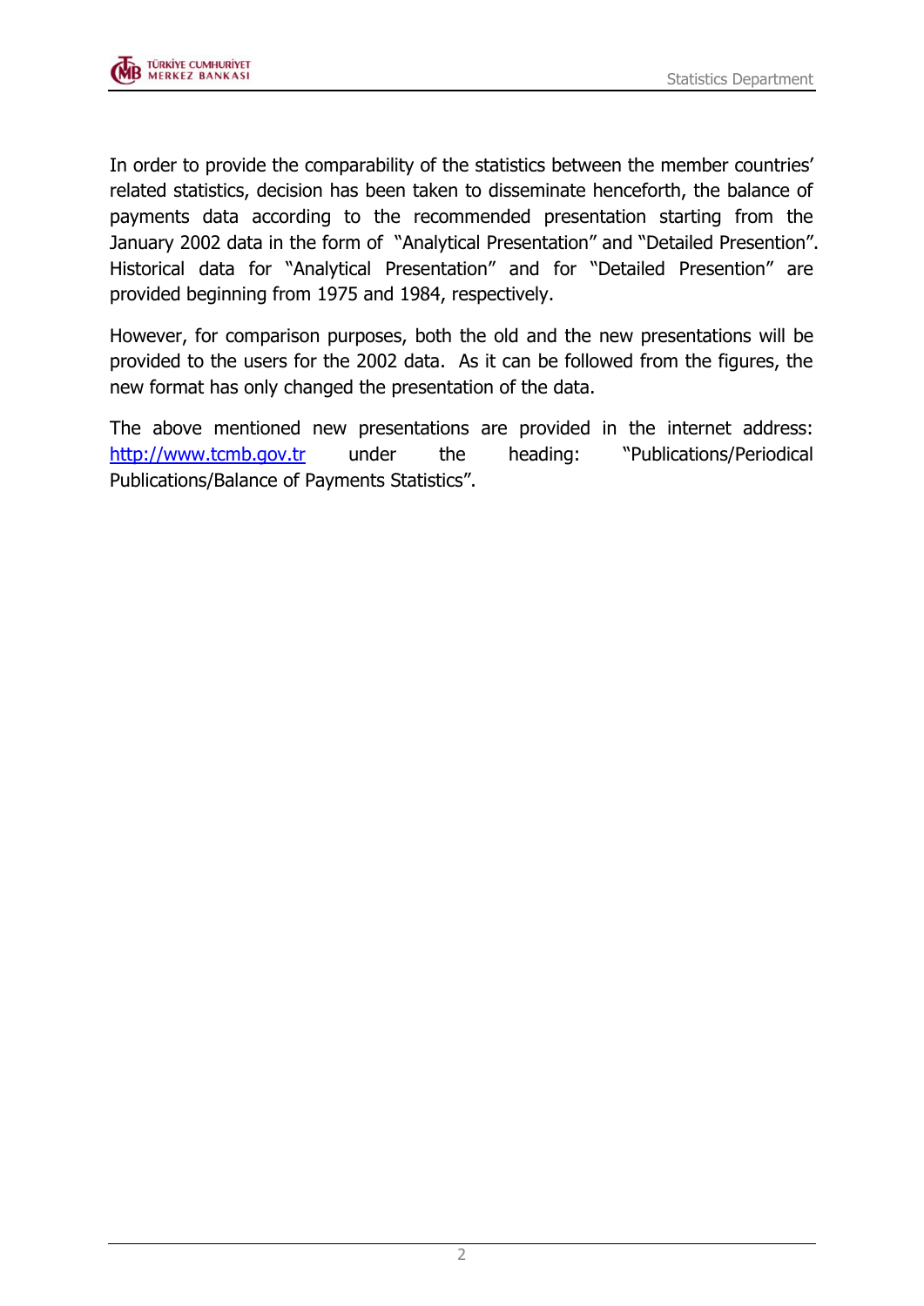In order to provide the comparability of the statistics between the member countries' related statistics, decision has been taken to disseminate henceforth, the balance of payments data according to the recommended presentation starting from the January 2002 data in the form of "Analytical Presentation" and "Detailed Presention". Historical data for "Analytical Presentation" and for "Detailed Presention" are provided beginning from 1975 and 1984, respectively.

However, for comparison purposes, both the old and the new presentations will be provided to the users for the 2002 data. As it can be followed from the figures, the new format has only changed the presentation of the data.

The above mentioned new presentations are provided in the internet address: http://www.tcmb.gov.tr under the heading: "Publications/Periodical Publications/Balance of Payments Statistics".